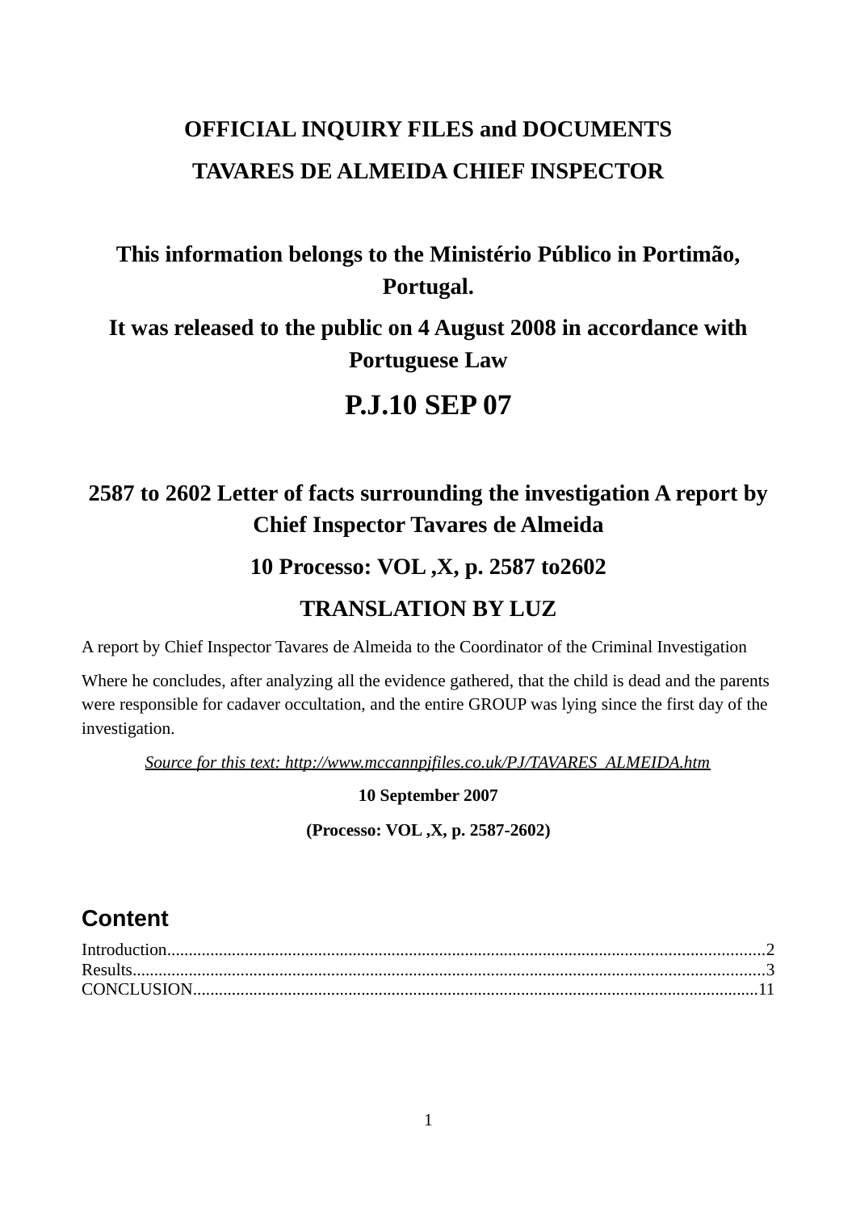**OFFICIAL INQUIRY FILES and DOCUMENTS**

**TAVARES DE ALMEIDA CHIEF INSPECTOR**

**This information belongs to the Ministério Público in Portimão, Portugal.**

**It was released to the public on 4 August 2008 in accordance with Portuguese Law**

# P.J.10 SEP 07

## 2587 to 2602 Letter of facts surrounding the investigation A report by Chief Inspector Tavares de Almeida

**10 Processo: VOL ,X, p. 2587 to2602**

**TRANSLATION BY LUZ**

A report by Chief Inspector Tavares de Almeida to the Coordinator of the Criminal Investigation

Where he concludes, after analyzing all the evidence gathered, that the child is dead and the parents were responsible for cadaver occultation, and the entire GROUP was lying since the first day of the investigation.

*Source for this text: http://www.mccannpjfiles.co.uk/PJ/TAVARES_ALMEIDA.htm*

**10 September 2007**

**(Processo: VOL ,X, p. 2587-2602)**

## Content

Introduction......................................................................................................................................2
Results.............................................................................................................................................3
CONCLUSION..............................................................................................................................11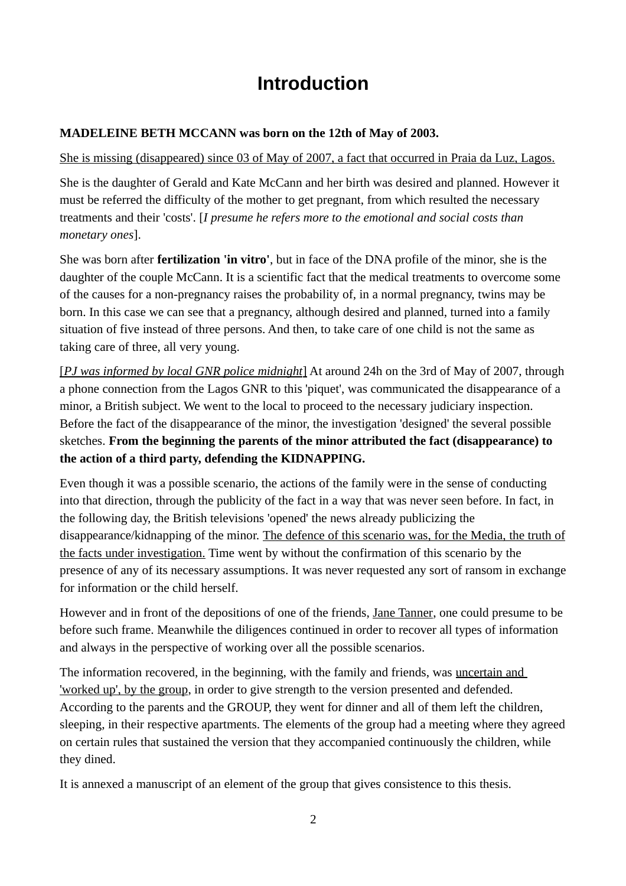# Introduction

**MADELEINE BETH MCCANN was born on the 12th of May of 2003.**

<u>She is missing (disappeared) since 03 of May of 2007, a fact that occurred in Praia da Luz, Lagos.</u>

She is the daughter of Gerald and Kate McCann and her birth was desired and planned. However it must be referred the difficulty of the mother to get pregnant, from which resulted the necessary treatments and their 'costs'. [*I presume he refers more to the emotional and social costs than monetary ones*].

She was born after **fertilization 'in vitro'**, but in face of the DNA profile of the minor, she is the daughter of the couple McCann. It is a scientific fact that the medical treatments to overcome some of the causes for a non-pregnancy raises the probability of, in a normal pregnancy, twins may be born. In this case we can see that a pregnancy, although desired and planned, turned into a family situation of five instead of three persons. And then, to take care of one child is not the same as taking care of three, all very young.

[<u>*PJ was informed by local GNR police midnight*</u>] At around 24h on the 3rd of May of 2007, through a phone connection from the Lagos GNR to this 'piquet', was communicated the disappearance of a minor, a British subject. We went to the local to proceed to the necessary judiciary inspection. Before the fact of the disappearance of the minor, the investigation 'designed' the several possible sketches. **From the beginning the parents of the minor attributed the fact (disappearance) to the action of a third party, defending the KIDNAPPING.**

Even though it was a possible scenario, the actions of the family were in the sense of conducting into that direction, through the publicity of the fact in a way that was never seen before. In fact, in the following day, the British televisions 'opened' the news already publicizing the disappearance/kidnapping of the minor. <u>The defence of this scenario was, for the Media, the truth of the facts under investigation.</u> Time went by without the confirmation of this scenario by the presence of any of its necessary assumptions. It was never requested any sort of ransom in exchange for information or the child herself.

However and in front of the depositions of one of the friends, <u>Jane Tanner</u>, one could presume to be before such frame. Meanwhile the diligences continued in order to recover all types of information and always in the perspective of working over all the possible scenarios.

The information recovered, in the beginning, with the family and friends, was <u>uncertain and 'worked up', by the group</u>, in order to give strength to the version presented and defended. According to the parents and the GROUP, they went for dinner and all of them left the children, sleeping, in their respective apartments. The elements of the group had a meeting where they agreed on certain rules that sustained the version that they accompanied continuously the children, while they dined.

It is annexed a manuscript of an element of the group that gives consistence to this thesis.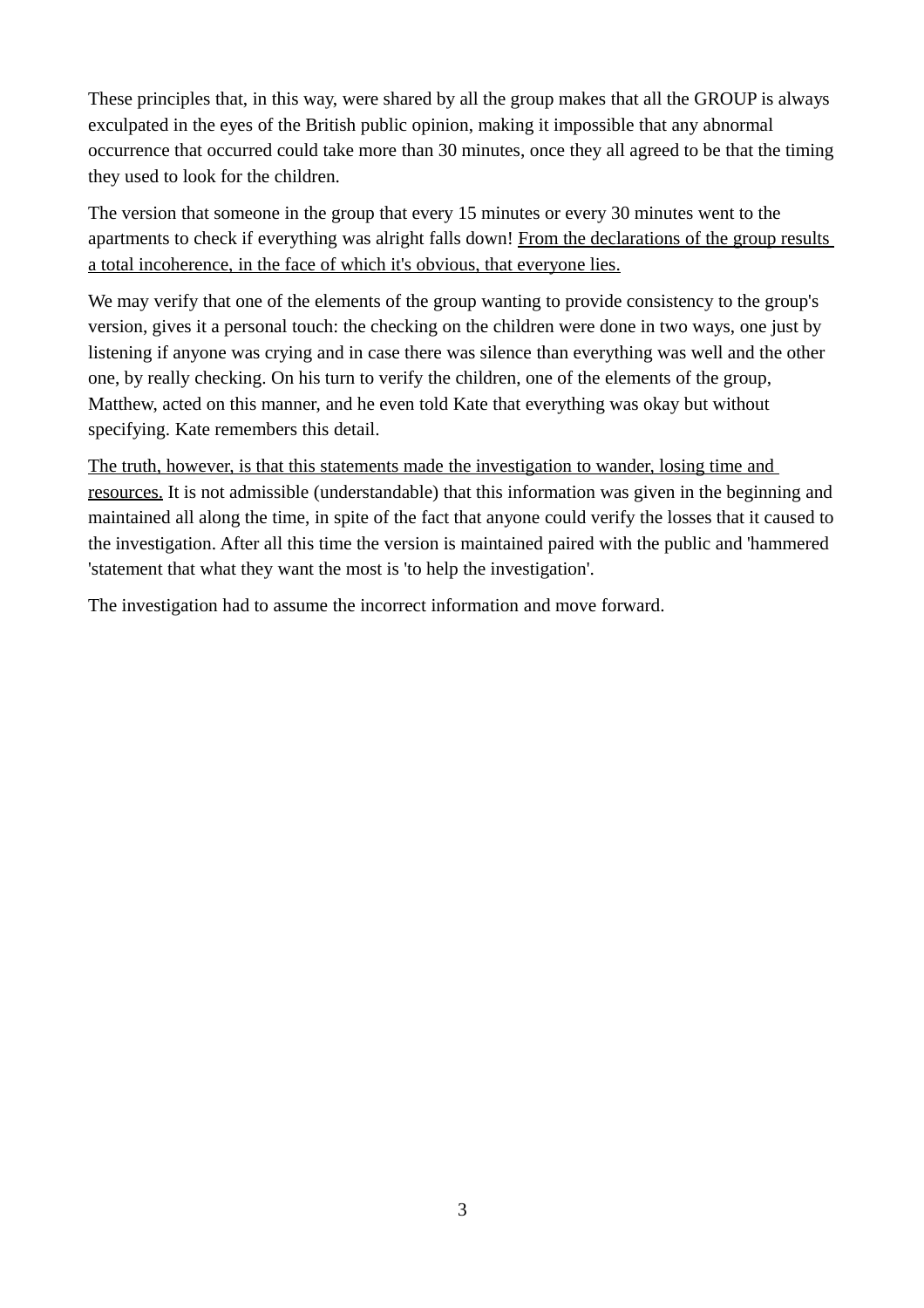These principles that, in this way, were shared by all the group makes that all the GROUP is always exculpated in the eyes of the British public opinion, making it impossible that any abnormal occurrence that occurred could take more than 30 minutes, once they all agreed to be that the timing they used to look for the children.

The version that someone in the group that every 15 minutes or every 30 minutes went to the apartments to check if everything was alright falls down! <u>From the declarations of the group results a total incoherence, in the face of which it's obvious, that everyone lies.</u>

We may verify that one of the elements of the group wanting to provide consistency to the group's version, gives it a personal touch: the checking on the children were done in two ways, one just by listening if anyone was crying and in case there was silence than everything was well and the other one, by really checking. On his turn to verify the children, one of the elements of the group, Matthew, acted on this manner, and he even told Kate that everything was okay but without specifying. Kate remembers this detail.

<u>The truth, however, is that this statements made the investigation to wander, losing time and resources.</u> It is not admissible (understandable) that this information was given in the beginning and maintained all along the time, in spite of the fact that anyone could verify the losses that it caused to the investigation. After all this time the version is maintained paired with the public and 'hammered 'statement that what they want the most is 'to help the investigation'.

The investigation had to assume the incorrect information and move forward.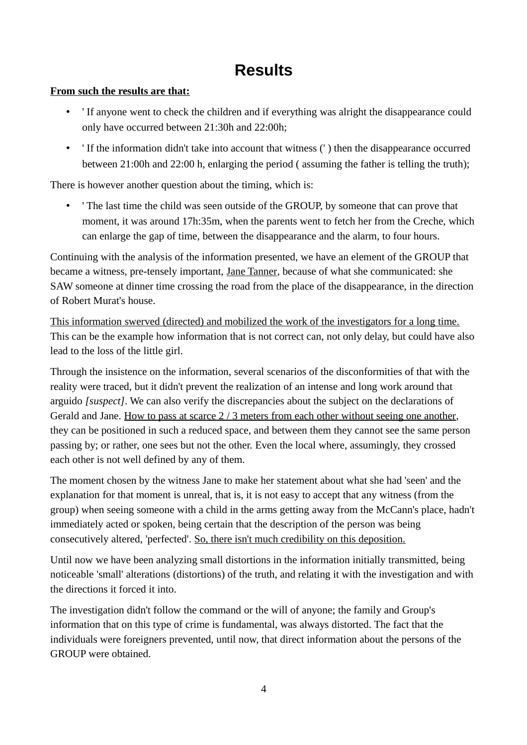# Results

<u>**From such the results are that:**</u>

- ' If anyone went to check the children and if everything was alright the disappearance could only have occurred between 21:30h and 22:00h;
- ' If the information didn't take into account that witness (' ) then the disappearance occurred between 21:00h and 22:00 h, enlarging the period ( assuming the father is telling the truth);

There is however another question about the timing, which is:

- ' The last time the child was seen outside of the GROUP, by someone that can prove that moment, it was around 17h:35m, when the parents went to fetch her from the Creche, which can enlarge the gap of time, between the disappearance and the alarm, to four hours.

Continuing with the analysis of the information presented, we have an element of the GROUP that became a witness, pre-tensely important, <u>Jane Tanner</u>, because of what she communicated: she SAW someone at dinner time crossing the road from the place of the disappearance, in the direction of Robert Murat's house.

<u>This information swerved (directed) and mobilized the work of the investigators for a long time.</u> This can be the example how information that is not correct can, not only delay, but could have also lead to the loss of the little girl.

Through the insistence on the information, several scenarios of the disconformities of that with the reality were traced, but it didn't prevent the realization of an intense and long work around that arguido *[suspect]*. We can also verify the discrepancies about the subject on the declarations of Gerald and Jane. <u>How to pass at scarce 2 / 3 meters from each other without seeing one another</u>, they can be positioned in such a reduced space, and between them they cannot see the same person passing by; or rather, one sees but not the other. Even the local where, assumingly, they crossed each other is not well defined by any of them.

The moment chosen by the witness Jane to make her statement about what she had 'seen' and the explanation for that moment is unreal, that is, it is not easy to accept that any witness (from the group) when seeing someone with a child in the arms getting away from the McCann's place, hadn't immediately acted or spoken, being certain that the description of the person was being consecutively altered, 'perfected'. <u>So, there isn't much credibility on this deposition.</u>

Until now we have been analyzing small distortions in the information initially transmitted, being noticeable 'small' alterations (distortions) of the truth, and relating it with the investigation and with the directions it forced it into.

The investigation didn't follow the command or the will of anyone; the family and Group's information that on this type of crime is fundamental, was always distorted. The fact that the individuals were foreigners prevented, until now, that direct information about the persons of the GROUP were obtained.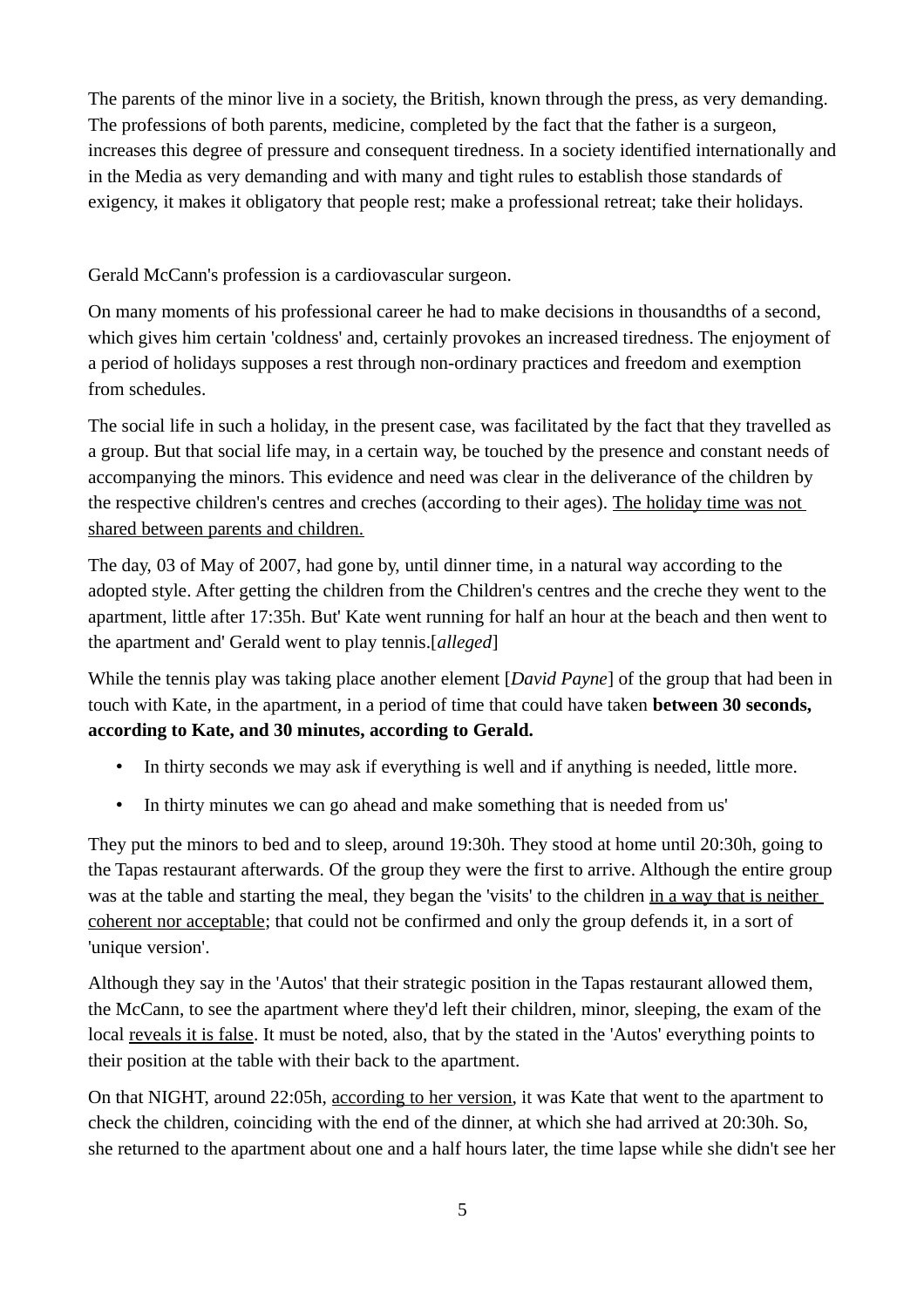The parents of the minor live in a society, the British, known through the press, as very demanding. The professions of both parents, medicine, completed by the fact that the father is a surgeon, increases this degree of pressure and consequent tiredness. In a society identified internationally and in the Media as very demanding and with many and tight rules to establish those standards of exigency, it makes it obligatory that people rest; make a professional retreat; take their holidays.

Gerald McCann's profession is a cardiovascular surgeon.

On many moments of his professional career he had to make decisions in thousandths of a second, which gives him certain 'coldness' and, certainly provokes an increased tiredness. The enjoyment of a period of holidays supposes a rest through non-ordinary practices and freedom and exemption from schedules.

The social life in such a holiday, in the present case, was facilitated by the fact that they travelled as a group. But that social life may, in a certain way, be touched by the presence and constant needs of accompanying the minors. This evidence and need was clear in the deliverance of the children by the respective children's centres and creches (according to their ages). <u>The holiday time was not shared between parents and children.</u>

The day, 03 of May of 2007, had gone by, until dinner time, in a natural way according to the adopted style. After getting the children from the Children's centres and the creche they went to the apartment, little after 17:35h. But' Kate went running for half an hour at the beach and then went to the apartment and' Gerald went to play tennis.[*alleged*]

While the tennis play was taking place another element [*David Payne*] of the group that had been in touch with Kate, in the apartment, in a period of time that could have taken **between 30 seconds, according to Kate, and 30 minutes, according to Gerald.**

- In thirty seconds we may ask if everything is well and if anything is needed, little more.
- In thirty minutes we can go ahead and make something that is needed from us'

They put the minors to bed and to sleep, around 19:30h. They stood at home until 20:30h, going to the Tapas restaurant afterwards. Of the group they were the first to arrive. Although the entire group was at the table and starting the meal, they began the 'visits' to the children <u>in a way that is neither coherent nor acceptable</u>; that could not be confirmed and only the group defends it, in a sort of 'unique version'.

Although they say in the 'Autos' that their strategic position in the Tapas restaurant allowed them, the McCann, to see the apartment where they'd left their children, minor, sleeping, the exam of the local <u>reveals it is false</u>. It must be noted, also, that by the stated in the 'Autos' everything points to their position at the table with their back to the apartment.

On that NIGHT, around 22:05h, <u>according to her version</u>, it was Kate that went to the apartment to check the children, coinciding with the end of the dinner, at which she had arrived at 20:30h. So, she returned to the apartment about one and a half hours later, the time lapse while she didn't see her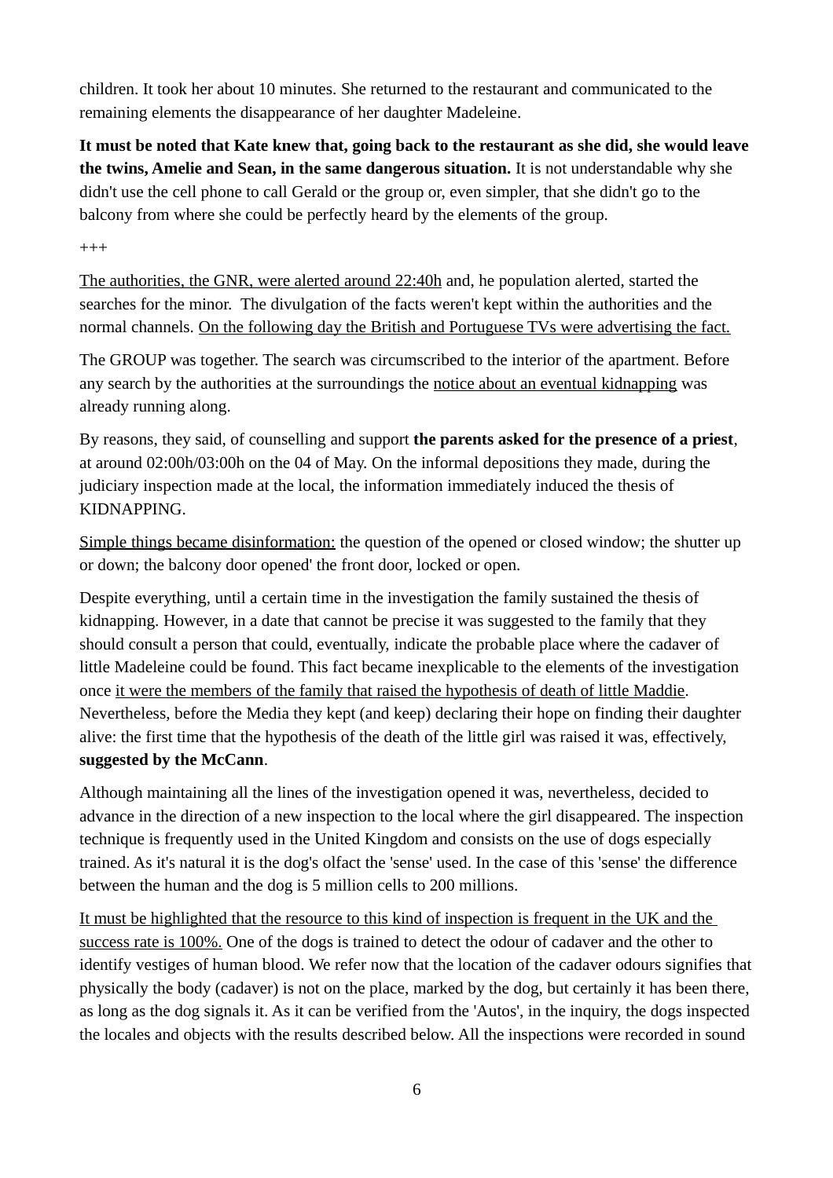children. It took her about 10 minutes. She returned to the restaurant and communicated to the remaining elements the disappearance of her daughter Madeleine.

**It must be noted that Kate knew that, going back to the restaurant as she did, she would leave the twins, Amelie and Sean, in the same dangerous situation.** It is not understandable why she didn't use the cell phone to call Gerald or the group or, even simpler, that she didn't go to the balcony from where she could be perfectly heard by the elements of the group.

+++

<u>The authorities, the GNR, were alerted around 22:40h</u> and, he population alerted, started the searches for the minor. The divulgation of the facts weren't kept within the authorities and the normal channels. <u>On the following day the British and Portuguese TVs were advertising the fact.</u>

The GROUP was together. The search was circumscribed to the interior of the apartment. Before any search by the authorities at the surroundings the <u>notice about an eventual kidnapping</u> was already running along.

By reasons, they said, of counselling and support **the parents asked for the presence of a priest**, at around 02:00h/03:00h on the 04 of May. On the informal depositions they made, during the judiciary inspection made at the local, the information immediately induced the thesis of KIDNAPPING.

<u>Simple things became disinformation:</u> the question of the opened or closed window; the shutter up or down; the balcony door opened' the front door, locked or open.

Despite everything, until a certain time in the investigation the family sustained the thesis of kidnapping. However, in a date that cannot be precise it was suggested to the family that they should consult a person that could, eventually, indicate the probable place where the cadaver of little Madeleine could be found. This fact became inexplicable to the elements of the investigation once <u>it were the members of the family that raised the hypothesis of death of little Maddie</u>. Nevertheless, before the Media they kept (and keep) declaring their hope on finding their daughter alive: the first time that the hypothesis of the death of the little girl was raised it was, effectively, **suggested by the McCann**.

Although maintaining all the lines of the investigation opened it was, nevertheless, decided to advance in the direction of a new inspection to the local where the girl disappeared. The inspection technique is frequently used in the United Kingdom and consists on the use of dogs especially trained. As it's natural it is the dog's olfact the 'sense' used. In the case of this 'sense' the difference between the human and the dog is 5 million cells to 200 millions.

<u>It must be highlighted that the resource to this kind of inspection is frequent in the UK and the success rate is 100%.</u> One of the dogs is trained to detect the odour of cadaver and the other to identify vestiges of human blood. We refer now that the location of the cadaver odours signifies that physically the body (cadaver) is not on the place, marked by the dog, but certainly it has been there, as long as the dog signals it. As it can be verified from the 'Autos', in the inquiry, the dogs inspected the locales and objects with the results described below. All the inspections were recorded in sound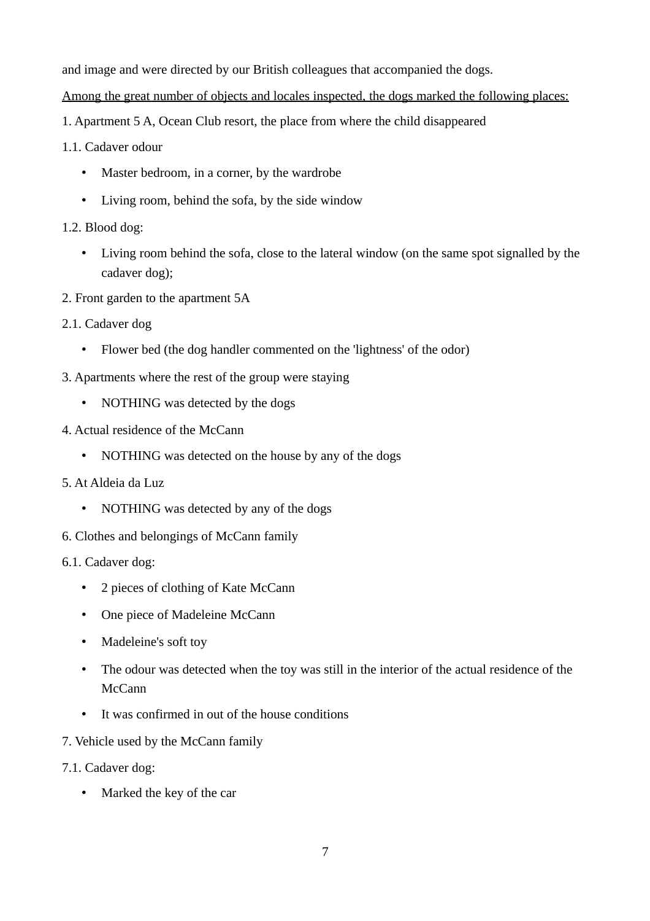and image and were directed by our British colleagues that accompanied the dogs.

<u>Among the great number of objects and locales inspected, the dogs marked the following places:</u>

1. Apartment 5 A, Ocean Club resort, the place from where the child disappeared

1.1. Cadaver odour

- Master bedroom, in a corner, by the wardrobe
- Living room, behind the sofa, by the side window

1.2. Blood dog:

- Living room behind the sofa, close to the lateral window (on the same spot signalled by the cadaver dog);

2. Front garden to the apartment 5A

2.1. Cadaver dog

- Flower bed (the dog handler commented on the 'lightness' of the odor)

3. Apartments where the rest of the group were staying

- NOTHING was detected by the dogs

4. Actual residence of the McCann

- NOTHING was detected on the house by any of the dogs

5. At Aldeia da Luz

- NOTHING was detected by any of the dogs

6. Clothes and belongings of McCann family

6.1. Cadaver dog:

- 2 pieces of clothing of Kate McCann
- One piece of Madeleine McCann
- Madeleine's soft toy
- The odour was detected when the toy was still in the interior of the actual residence of the McCann
- It was confirmed in out of the house conditions

7. Vehicle used by the McCann family

7.1. Cadaver dog:

- Marked the key of the car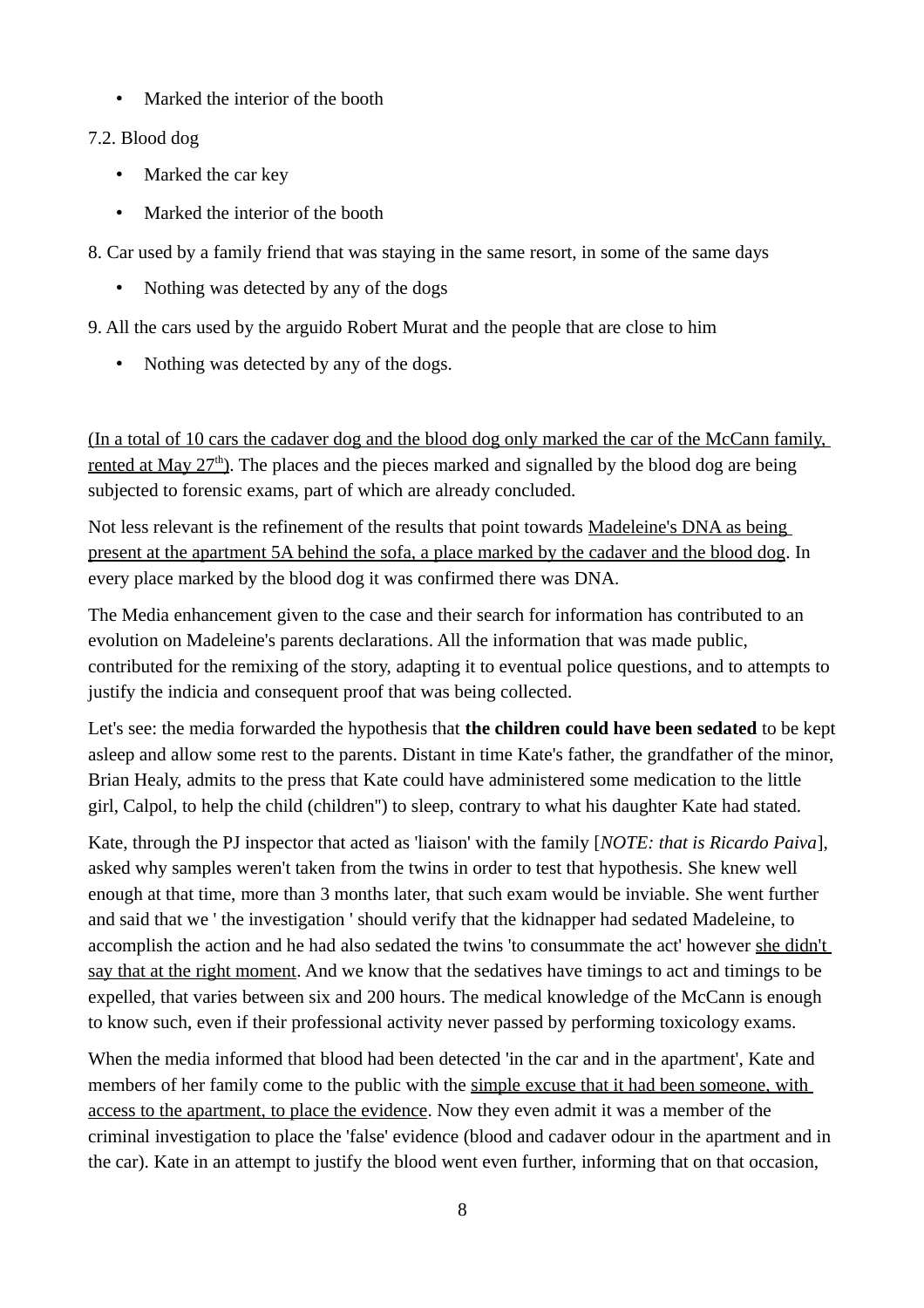- Marked the interior of the booth

7.2. Blood dog

- Marked the car key
- Marked the interior of the booth

8. Car used by a family friend that was staying in the same resort, in some of the same days

- Nothing was detected by any of the dogs

9. All the cars used by the arguido Robert Murat and the people that are close to him

- Nothing was detected by any of the dogs.

<u>(In a total of 10 cars the cadaver dog and the blood dog only marked the car of the McCann family, rented at May 27th)</u>. The places and the pieces marked and signalled by the blood dog are being subjected to forensic exams, part of which are already concluded.

Not less relevant is the refinement of the results that point towards <u>Madeleine's DNA as being present at the apartment 5A behind the sofa, a place marked by the cadaver and the blood dog</u>. In every place marked by the blood dog it was confirmed there was DNA.

The Media enhancement given to the case and their search for information has contributed to an evolution on Madeleine's parents declarations. All the information that was made public, contributed for the remixing of the story, adapting it to eventual police questions, and to attempts to justify the indicia and consequent proof that was being collected.

Let's see: the media forwarded the hypothesis that **the children could have been sedated** to be kept asleep and allow some rest to the parents. Distant in time Kate's father, the grandfather of the minor, Brian Healy, admits to the press that Kate could have administered some medication to the little girl, Calpol, to help the child (children") to sleep, contrary to what his daughter Kate had stated.

Kate, through the PJ inspector that acted as 'liaison' with the family [*NOTE: that is Ricardo Paiva*], asked why samples weren't taken from the twins in order to test that hypothesis. She knew well enough at that time, more than 3 months later, that such exam would be inviable. She went further and said that we ' the investigation ' should verify that the kidnapper had sedated Madeleine, to accomplish the action and he had also sedated the twins 'to consummate the act' however <u>she didn't say that at the right moment</u>. And we know that the sedatives have timings to act and timings to be expelled, that varies between six and 200 hours. The medical knowledge of the McCann is enough to know such, even if their professional activity never passed by performing toxicology exams.

When the media informed that blood had been detected 'in the car and in the apartment', Kate and members of her family come to the public with the <u>simple excuse that it had been someone, with access to the apartment, to place the evidence</u>. Now they even admit it was a member of the criminal investigation to place the 'false' evidence (blood and cadaver odour in the apartment and in the car). Kate in an attempt to justify the blood went even further, informing that on that occasion,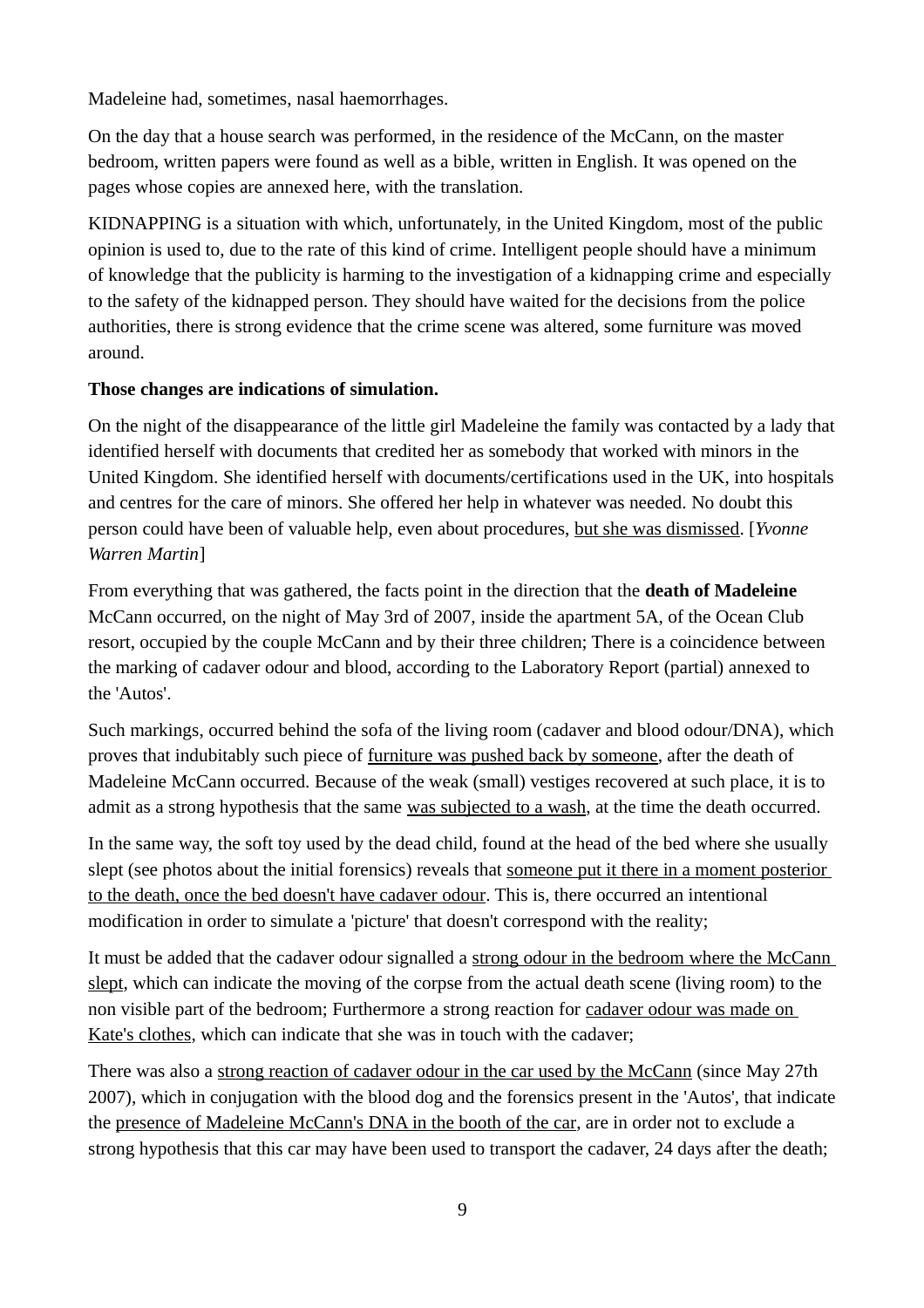Madeleine had, sometimes, nasal haemorrhages.

On the day that a house search was performed, in the residence of the McCann, on the master bedroom, written papers were found as well as a bible, written in English. It was opened on the pages whose copies are annexed here, with the translation.

KIDNAPPING is a situation with which, unfortunately, in the United Kingdom, most of the public opinion is used to, due to the rate of this kind of crime. Intelligent people should have a minimum of knowledge that the publicity is harming to the investigation of a kidnapping crime and especially to the safety of the kidnapped person. They should have waited for the decisions from the police authorities, there is strong evidence that the crime scene was altered, some furniture was moved around.

**Those changes are indications of simulation.**

On the night of the disappearance of the little girl Madeleine the family was contacted by a lady that identified herself with documents that credited her as somebody that worked with minors in the United Kingdom. She identified herself with documents/certifications used in the UK, into hospitals and centres for the care of minors. She offered her help in whatever was needed. No doubt this person could have been of valuable help, even about procedures, <u>but she was dismissed</u>. [*Yvonne Warren Martin*]

From everything that was gathered, the facts point in the direction that the **death of Madeleine** McCann occurred, on the night of May 3rd of 2007, inside the apartment 5A, of the Ocean Club resort, occupied by the couple McCann and by their three children; There is a coincidence between the marking of cadaver odour and blood, according to the Laboratory Report (partial) annexed to the 'Autos'.

Such markings, occurred behind the sofa of the living room (cadaver and blood odour/DNA), which proves that indubitably such piece of <u>furniture was pushed back by someone</u>, after the death of Madeleine McCann occurred. Because of the weak (small) vestiges recovered at such place, it is to admit as a strong hypothesis that the same <u>was subjected to a wash</u>, at the time the death occurred.

In the same way, the soft toy used by the dead child, found at the head of the bed where she usually slept (see photos about the initial forensics) reveals that <u>someone put it there in a moment posterior to the death, once the bed doesn't have cadaver odour</u>. This is, there occurred an intentional modification in order to simulate a 'picture' that doesn't correspond with the reality;

It must be added that the cadaver odour signalled a <u>strong odour in the bedroom where the McCann slept</u>, which can indicate the moving of the corpse from the actual death scene (living room) to the non visible part of the bedroom; Furthermore a strong reaction for <u>cadaver odour was made on Kate's clothes</u>, which can indicate that she was in touch with the cadaver;

There was also a <u>strong reaction of cadaver odour in the car used by the McCann</u> (since May 27th 2007), which in conjugation with the blood dog and the forensics present in the 'Autos', that indicate the <u>presence of Madeleine McCann's DNA in the booth of the car</u>, are in order not to exclude a strong hypothesis that this car may have been used to transport the cadaver, 24 days after the death;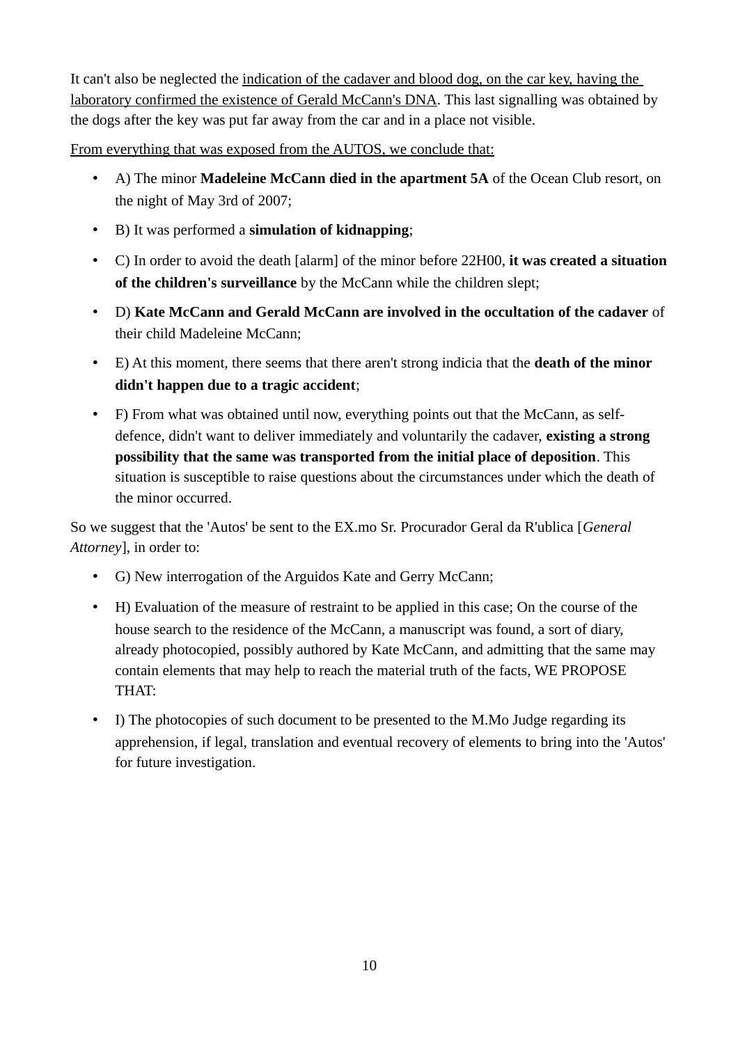It can't also be neglected the <u>indication of the cadaver and blood dog, on the car key, having the laboratory confirmed the existence of Gerald McCann's DNA</u>. This last signalling was obtained by the dogs after the key was put far away from the car and in a place not visible.

<u>From everything that was exposed from the AUTOS, we conclude that:</u>

- A) The minor **Madeleine McCann died in the apartment 5A** of the Ocean Club resort, on the night of May 3rd of 2007;
- B) It was performed a **simulation of kidnapping**;
- C) In order to avoid the death [alarm] of the minor before 22H00, **it was created a situation of the children's surveillance** by the McCann while the children slept;
- D) **Kate McCann and Gerald McCann are involved in the occultation of the cadaver** of their child Madeleine McCann;
- E) At this moment, there seems that there aren't strong indicia that the **death of the minor didn't happen due to a tragic accident**;
- F) From what was obtained until now, everything points out that the McCann, as self-defence, didn't want to deliver immediately and voluntarily the cadaver, **existing a strong possibility that the same was transported from the initial place of deposition**. This situation is susceptible to raise questions about the circumstances under which the death of the minor occurred.

So we suggest that the 'Autos' be sent to the EX.mo Sr. Procurador Geral da R'ublica [*General Attorney*], in order to:

- G) New interrogation of the Arguidos Kate and Gerry McCann;
- H) Evaluation of the measure of restraint to be applied in this case; On the course of the house search to the residence of the McCann, a manuscript was found, a sort of diary, already photocopied, possibly authored by Kate McCann, and admitting that the same may contain elements that may help to reach the material truth of the facts, WE PROPOSE THAT:
- I) The photocopies of such document to be presented to the M.Mo Judge regarding its apprehension, if legal, translation and eventual recovery of elements to bring into the 'Autos' for future investigation.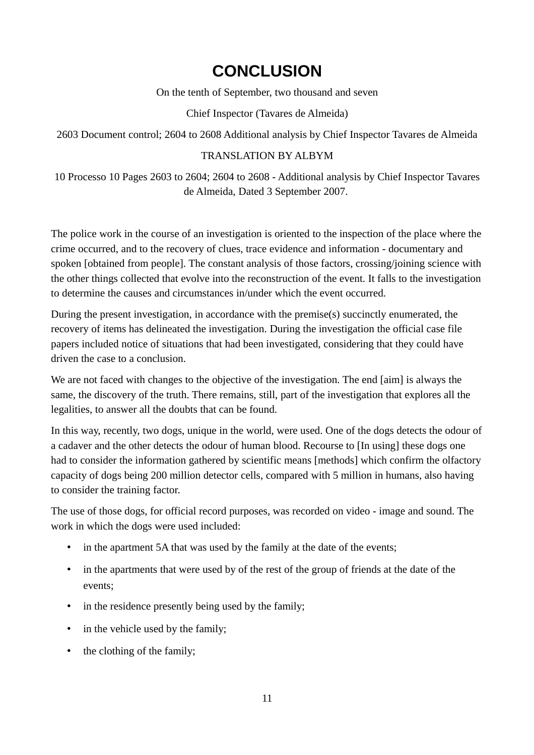# CONCLUSION

On the tenth of September, two thousand and seven

Chief Inspector (Tavares de Almeida)

2603 Document control; 2604 to 2608 Additional analysis by Chief Inspector Tavares de Almeida

TRANSLATION BY ALBYM

10 Processo 10 Pages 2603 to 2604; 2604 to 2608 - Additional analysis by Chief Inspector Tavares de Almeida, Dated 3 September 2007.

The police work in the course of an investigation is oriented to the inspection of the place where the crime occurred, and to the recovery of clues, trace evidence and information - documentary and spoken [obtained from people]. The constant analysis of those factors, crossing/joining science with the other things collected that evolve into the reconstruction of the event. It falls to the investigation to determine the causes and circumstances in/under which the event occurred.

During the present investigation, in accordance with the premise(s) succinctly enumerated, the recovery of items has delineated the investigation. During the investigation the official case file papers included notice of situations that had been investigated, considering that they could have driven the case to a conclusion.

We are not faced with changes to the objective of the investigation. The end [aim] is always the same, the discovery of the truth. There remains, still, part of the investigation that explores all the legalities, to answer all the doubts that can be found.

In this way, recently, two dogs, unique in the world, were used. One of the dogs detects the odour of a cadaver and the other detects the odour of human blood. Recourse to [In using] these dogs one had to consider the information gathered by scientific means [methods] which confirm the olfactory capacity of dogs being 200 million detector cells, compared with 5 million in humans, also having to consider the training factor.

The use of those dogs, for official record purposes, was recorded on video - image and sound. The work in which the dogs were used included:

- in the apartment 5A that was used by the family at the date of the events;
- in the apartments that were used by of the rest of the group of friends at the date of the events;
- in the residence presently being used by the family;
- in the vehicle used by the family;
- the clothing of the family;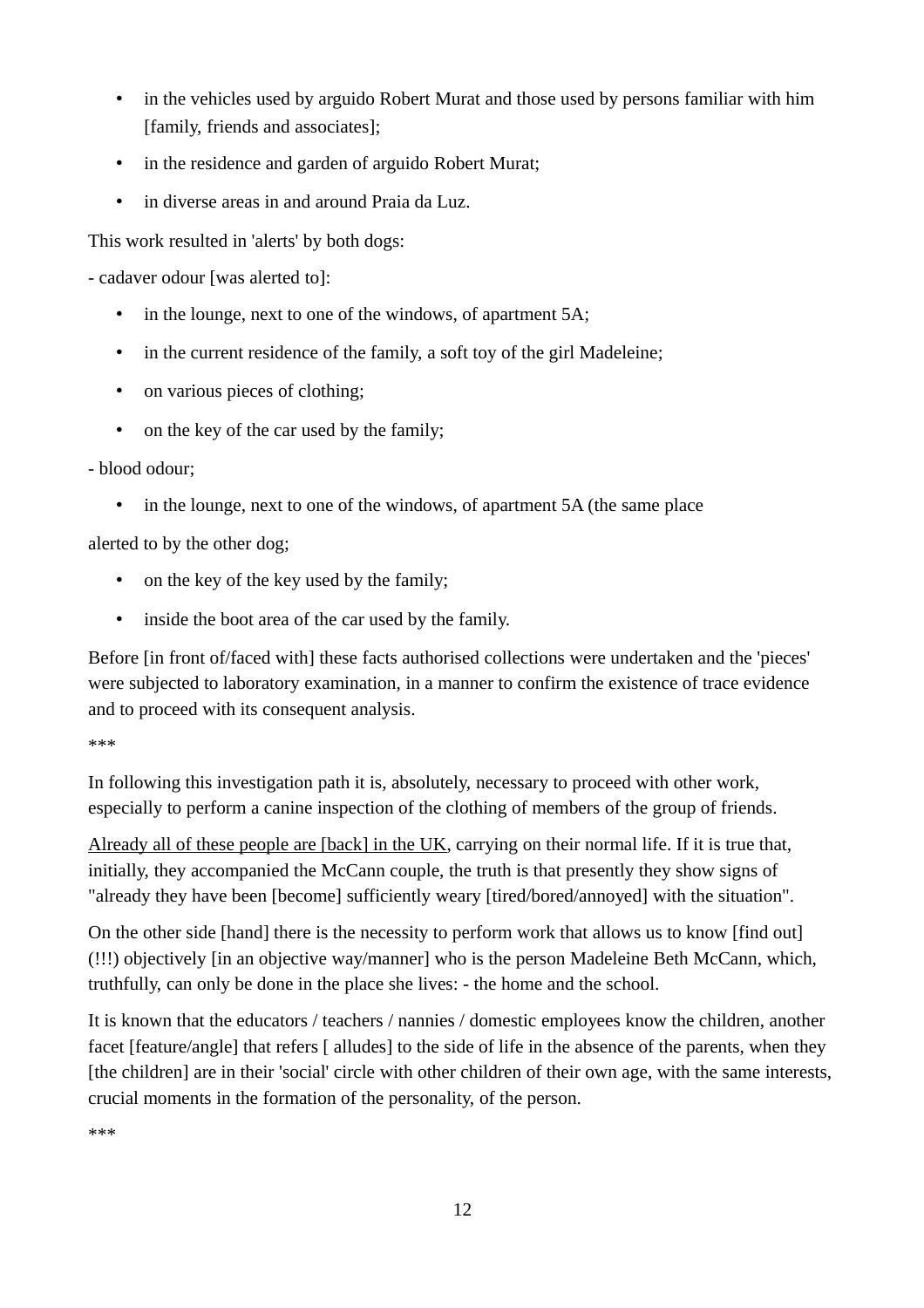- in the vehicles used by arguido Robert Murat and those used by persons familiar with him [family, friends and associates];
- in the residence and garden of arguido Robert Murat;
- in diverse areas in and around Praia da Luz.

This work resulted in 'alerts' by both dogs:

- cadaver odour [was alerted to]:

- in the lounge, next to one of the windows, of apartment 5A;
- in the current residence of the family, a soft toy of the girl Madeleine;
- on various pieces of clothing;
- on the key of the car used by the family;

- blood odour;

- in the lounge, next to one of the windows, of apartment 5A (the same place

alerted to by the other dog;

- on the key of the key used by the family;
- inside the boot area of the car used by the family.

Before [in front of/faced with] these facts authorised collections were undertaken and the 'pieces' were subjected to laboratory examination, in a manner to confirm the existence of trace evidence and to proceed with its consequent analysis.

***

In following this investigation path it is, absolutely, necessary to proceed with other work, especially to perform a canine inspection of the clothing of members of the group of friends.

<u>Already all of these people are [back] in the UK</u>, carrying on their normal life. If it is true that, initially, they accompanied the McCann couple, the truth is that presently they show signs of "already they have been [become] sufficiently weary [tired/bored/annoyed] with the situation".

On the other side [hand] there is the necessity to perform work that allows us to know [find out] (!!!) objectively [in an objective way/manner] who is the person Madeleine Beth McCann, which, truthfully, can only be done in the place she lives: - the home and the school.

It is known that the educators / teachers / nannies / domestic employees know the children, another facet [feature/angle] that refers [ alludes] to the side of life in the absence of the parents, when they [the children] are in their 'social' circle with other children of their own age, with the same interests, crucial moments in the formation of the personality, of the person.

***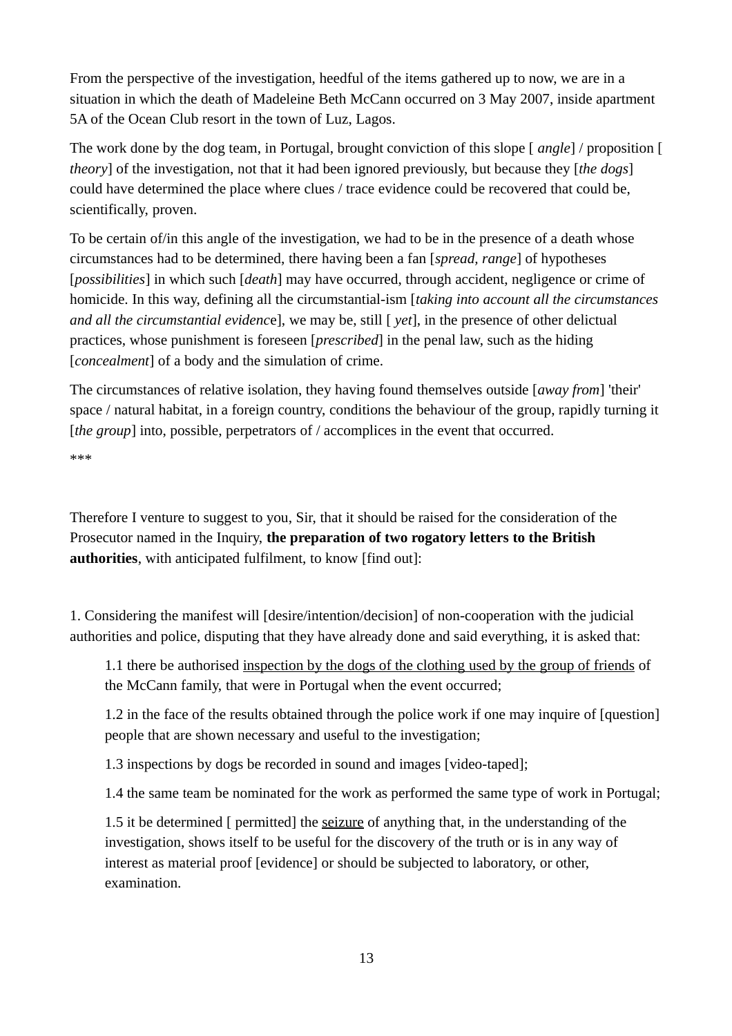From the perspective of the investigation, heedful of the items gathered up to now, we are in a situation in which the death of Madeleine Beth McCann occurred on 3 May 2007, inside apartment 5A of the Ocean Club resort in the town of Luz, Lagos.

The work done by the dog team, in Portugal, brought conviction of this slope [ *angle*] / proposition [ *theory*] of the investigation, not that it had been ignored previously, but because they [*the dogs*] could have determined the place where clues / trace evidence could be recovered that could be, scientifically, proven.

To be certain of/in this angle of the investigation, we had to be in the presence of a death whose circumstances had to be determined, there having been a fan [*spread, range*] of hypotheses [*possibilities*] in which such [*death*] may have occurred, through accident, negligence or crime of homicide. In this way, defining all the circumstantial-ism [*taking into account all the circumstances and all the circumstantial evidenc*e], we may be, still [ *yet*], in the presence of other delictual practices, whose punishment is foreseen [*prescribed*] in the penal law, such as the hiding [*concealment*] of a body and the simulation of crime.

The circumstances of relative isolation, they having found themselves outside [*away from*] 'their' space / natural habitat, in a foreign country, conditions the behaviour of the group, rapidly turning it [*the group*] into, possible, perpetrators of / accomplices in the event that occurred.

***

Therefore I venture to suggest to you, Sir, that it should be raised for the consideration of the Prosecutor named in the Inquiry, **the preparation of two rogatory letters to the British authorities**, with anticipated fulfilment, to know [find out]:

1. Considering the manifest will [desire/intention/decision] of non-cooperation with the judicial authorities and police, disputing that they have already done and said everything, it is asked that:

   1.1 there be authorised <u>inspection by the dogs of the clothing used by the group of friends</u> of the McCann family, that were in Portugal when the event occurred;

   1.2 in the face of the results obtained through the police work if one may inquire of [question] people that are shown necessary and useful to the investigation;

   1.3 inspections by dogs be recorded in sound and images [video-taped];

   1.4 the same team be nominated for the work as performed the same type of work in Portugal;

   1.5 it be determined [ permitted] the <u>seizure</u> of anything that, in the understanding of the investigation, shows itself to be useful for the discovery of the truth or is in any way of interest as material proof [evidence] or should be subjected to laboratory, or other, examination.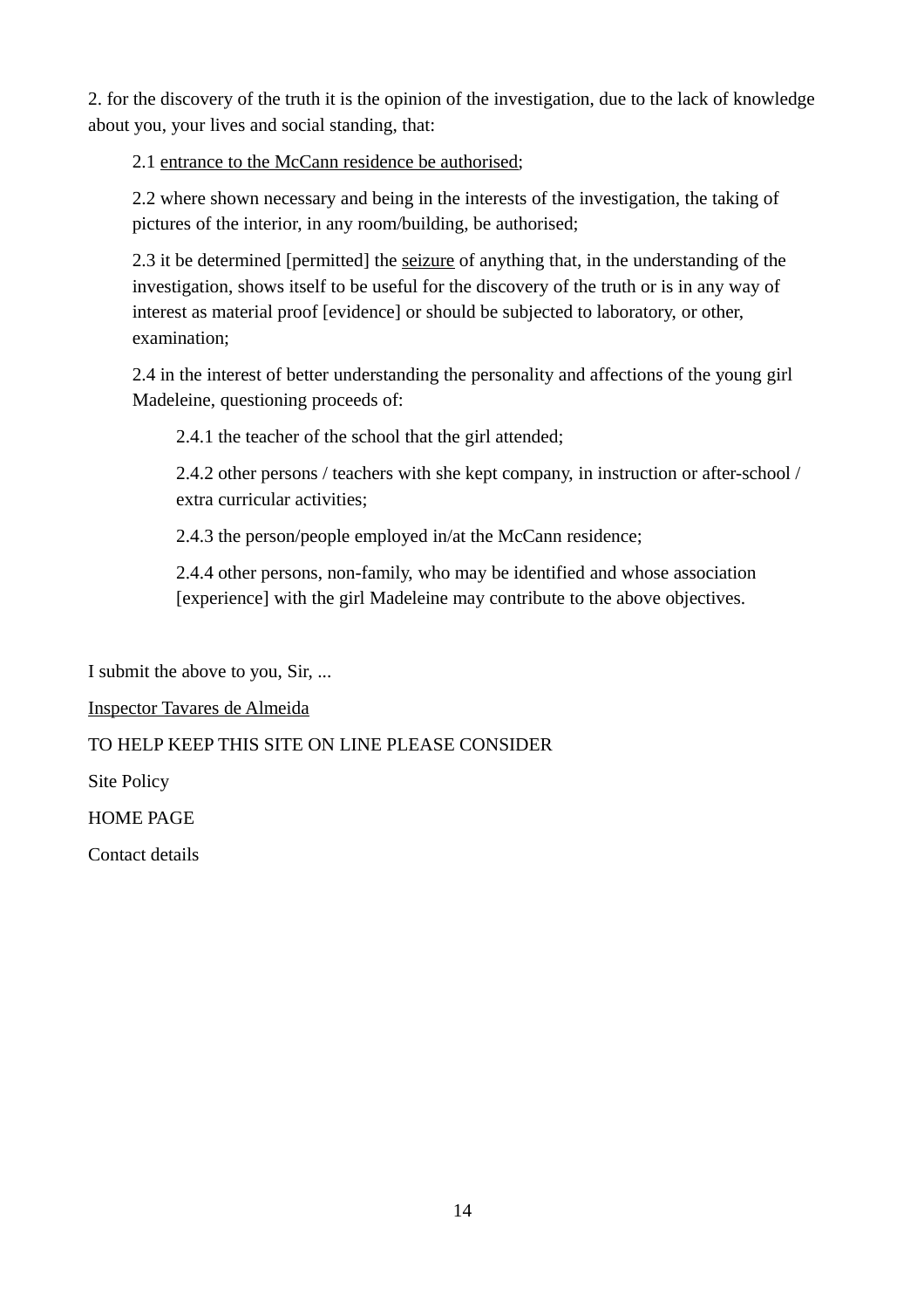2. for the discovery of the truth it is the opinion of the investigation, due to the lack of knowledge about you, your lives and social standing, that:

2.1 entrance to the McCann residence be authorised;

2.2 where shown necessary and being in the interests of the investigation, the taking of pictures of the interior, in any room/building, be authorised;

2.3 it be determined [permitted] the seizure of anything that, in the understanding of the investigation, shows itself to be useful for the discovery of the truth or is in any way of interest as material proof [evidence] or should be subjected to laboratory, or other, examination;

2.4 in the interest of better understanding the personality and affections of the young girl Madeleine, questioning proceeds of:

2.4.1 the teacher of the school that the girl attended;

2.4.2 other persons / teachers with she kept company, in instruction or after-school / extra curricular activities;

2.4.3 the person/people employed in/at the McCann residence;

2.4.4 other persons, non-family, who may be identified and whose association [experience] with the girl Madeleine may contribute to the above objectives.

I submit the above to you, Sir, ...

Inspector Tavares de Almeida

TO HELP KEEP THIS SITE ON LINE PLEASE CONSIDER

Site Policy

HOME PAGE

Contact details